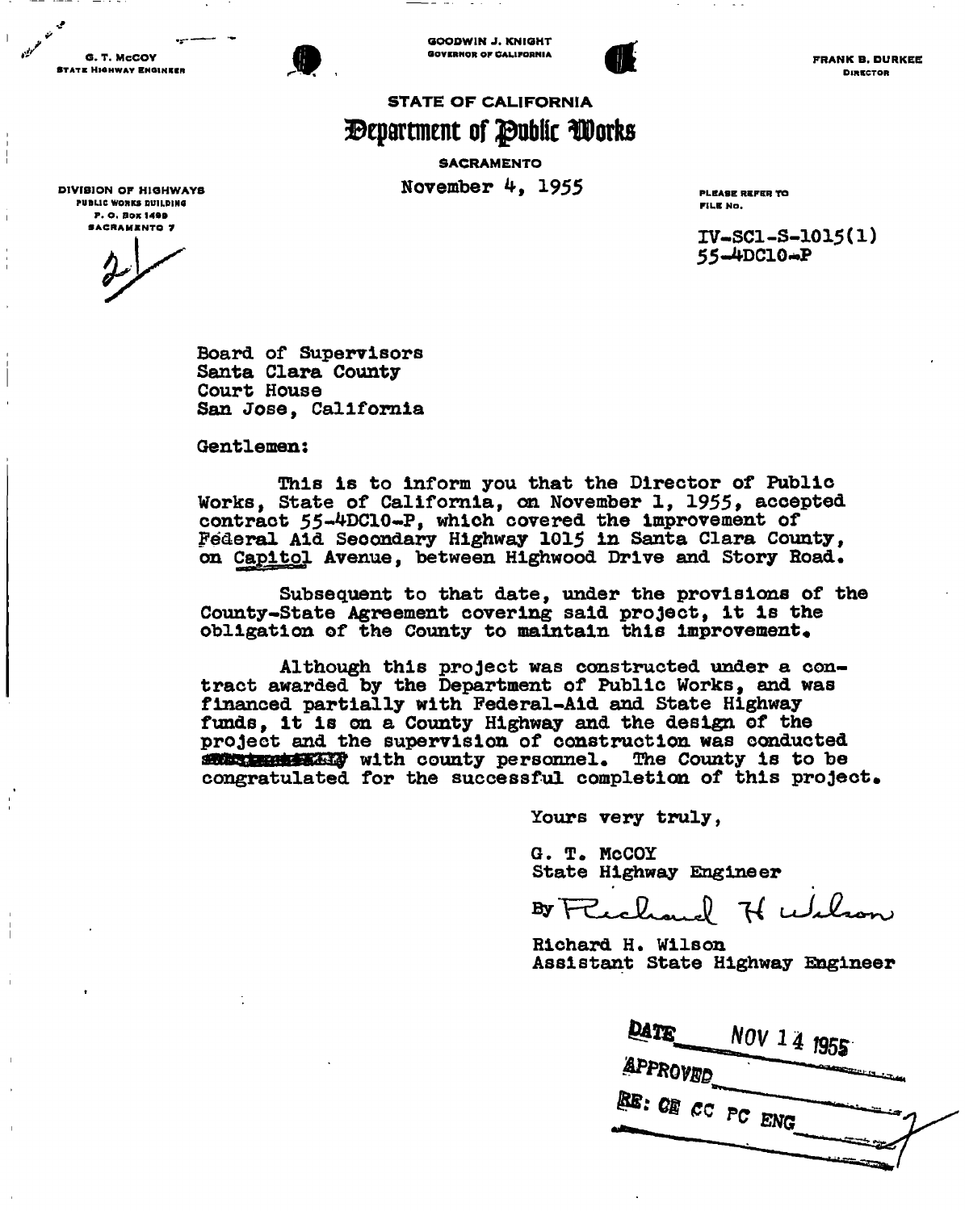G. T. McCOY
STATE HIGHWAY ENGINEER

GOODWIN J. KNIGHT
GOVERNOR OF CALIFORNIA

FRANK B. DURKEE
DIRECTOR

# STATE OF CALIFORNIA
## Department of Public Works

SACRAMENTO

November 4, 1955

DIVISION OF HIGHWAYS
PUBLIC WORKS BUILDING
P. O. BOX 1499
SACRAMENTO 7

PLEASE REFER TO
FILE NO.

IV-SC1-S-1015(1)
55-4DC10-P

2

Board of Supervisors
Santa Clara County
Court House
San Jose, California

Gentlemen:

This is to inform you that the Director of Public Works, State of California, on November 1, 1955, accepted contract 55-4DC10-P, which covered the improvement of Federal Aid Secondary Highway 1015 in Santa Clara County, on Capitol Avenue, between Highwood Drive and Story Road.

Subsequent to that date, under the provisions of the County-State Agreement covering said project, it is the obligation of the County to maintain this improvement.

Although this project was constructed under a contract awarded by the Department of Public Works, and was financed partially with Federal-Aid and State Highway funds, it is on a County Highway and the design of the project and the supervision of construction was conducted ~~[struck out]~~ with county personnel. The County is to be congratulated for the successful completion of this project.

Yours very truly,

G. T. McCOY
State Highway Engineer

By Richard H. Wilson

Richard H. Wilson
Assistant State Highway Engineer

DATE NOV 14 1955
APPROVED
RE: CE CC PC ENG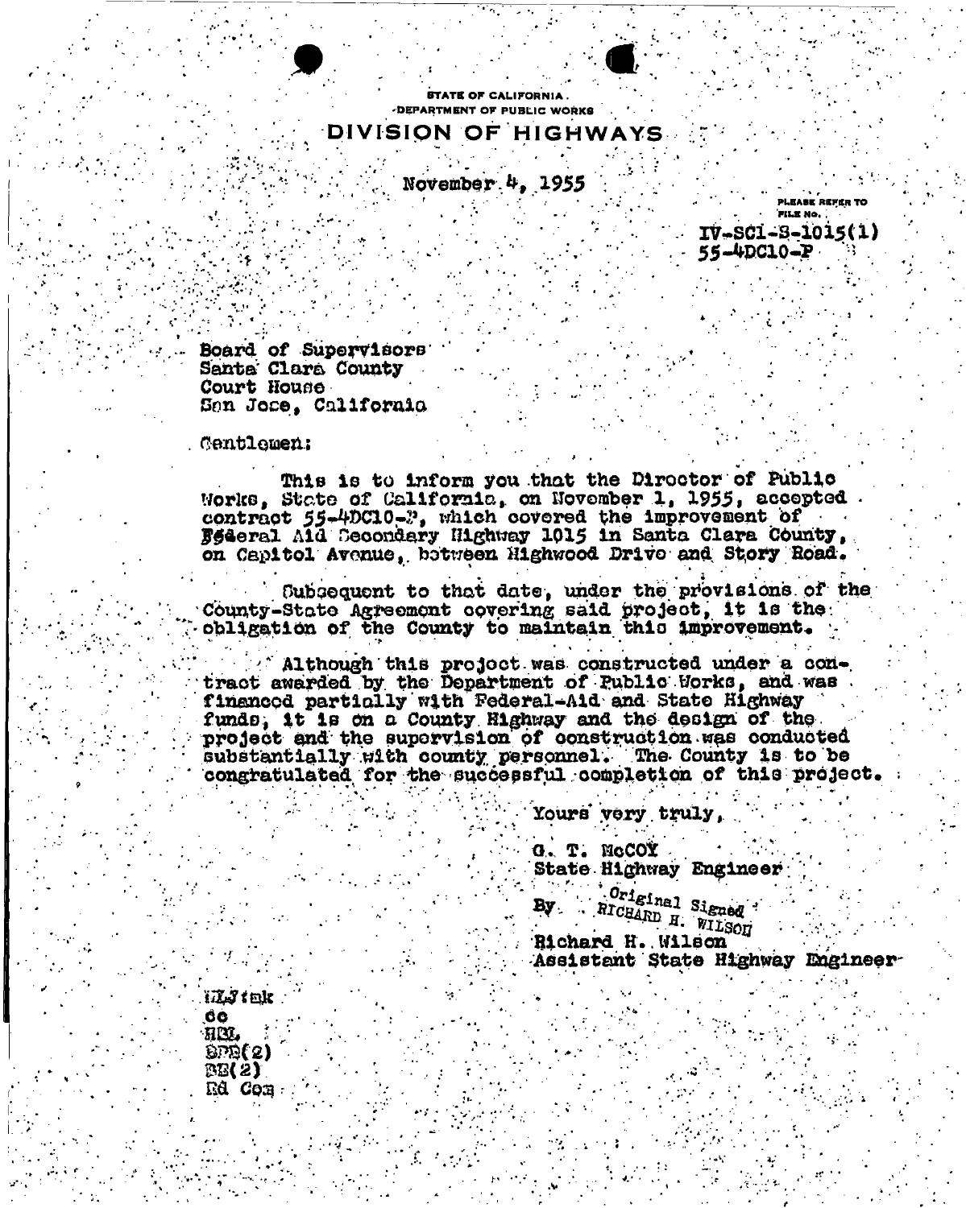STATE OF CALIFORNIA
DEPARTMENT OF PUBLIC WORKS

# DIVISION OF HIGHWAYS

November 4, 1955

PLEASE REFER TO FILE NO.
IV-SCl-S-1015(1)
55-4DC10-P

Board of Supervisors
Santa Clara County
Court House
San Jose, California

Gentlemen:

This is to inform you that the Director of Public Works, State of California, on November 1, 1955, accepted contract 55-4DC10-P, which covered the improvement of Federal Aid Secondary Highway 1015 in Santa Clara County, on Capitol Avenue, between Highwood Drive and Story Road.

Subsequent to that date, under the provisions of the County-State Agreement covering said project, it is the obligation of the County to maintain this improvement.

Although this project was constructed under a contract awarded by the Department of Public Works, and was financed partially with Federal-Aid and State Highway funds, it is on a County Highway and the design of the project and the supervision of construction was conducted substantially with county personnel. The County is to be congratulated for the successful completion of this project.

Yours very truly,

G. T. McCOY
State Highway Engineer

By Original Signed RICHARD H. WILSON
Richard H. Wilson
Assistant State Highway Engineer

HLJ:mk
cc
HEL
BPR(2)
BB(2)
Rd Com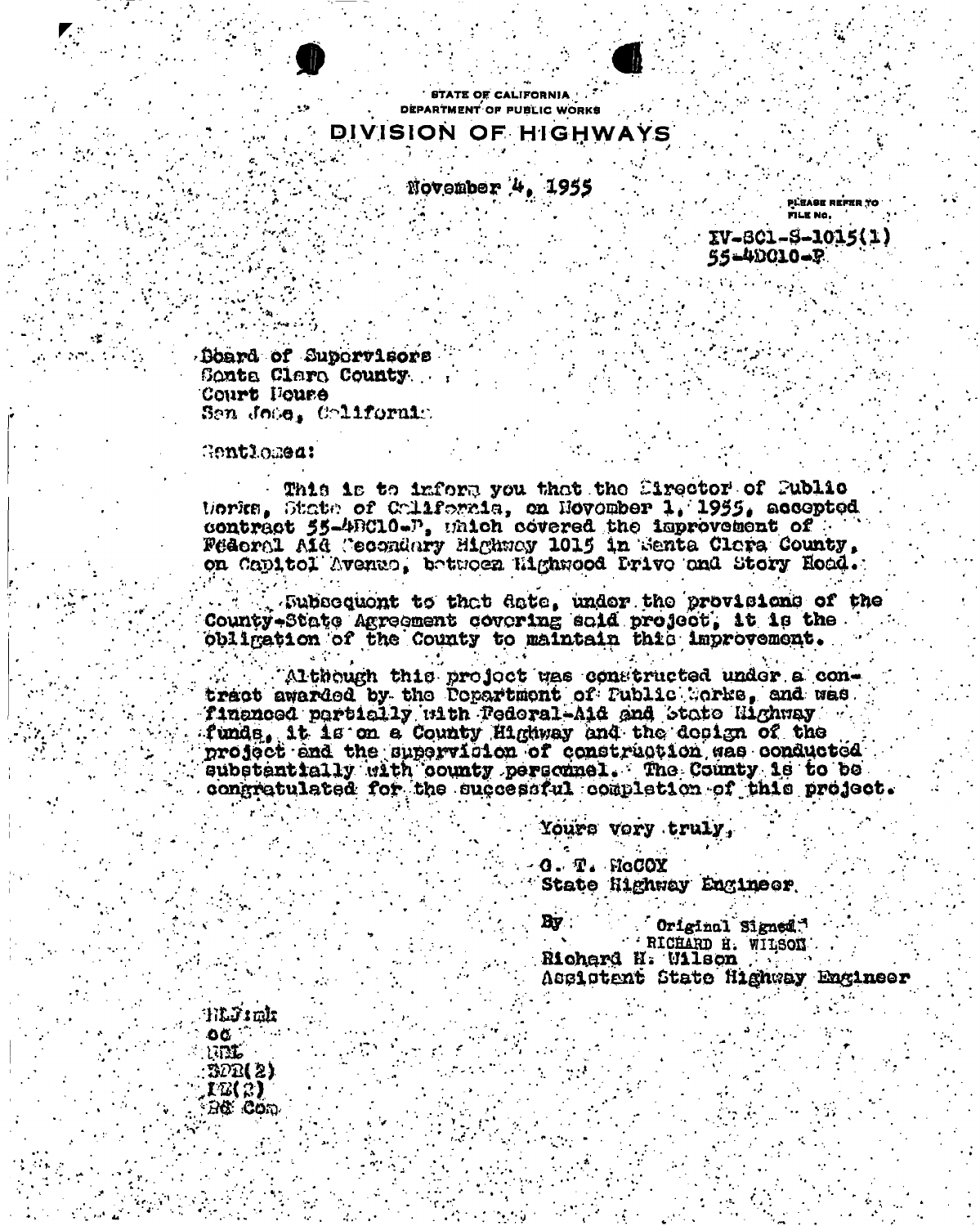STATE OF CALIFORNIA
DEPARTMENT OF PUBLIC WORKS

# DIVISION OF HIGHWAYS

November 4, 1955

PLEASE REFER TO FILE NO.
IV-SCl-S-1015(1)
55-4DC10-P

Board of Supervisors
Santa Clara County
Court House
San Jose, California

Gentlemen:

This is to inform you that the Director of Public Works, State of California, on November 1, 1955, accepted contract 55-4DC10-P, which covered the improvement of Federal Aid Secondary Highway 1015 in Santa Clara County, on Capitol Avenue, between Highwood Drive and Story Road.

Subsequent to that date, under the provisions of the County-State Agreement covering said project, it is the obligation of the County to maintain this improvement.

Although this project was constructed under a contract awarded by the Department of Public Works, and was financed partially with Federal-Aid and State Highway funds, it is on a County Highway and the design of the project and the supervision of construction was conducted substantially with county personnel. The County is to be congratulated for the successful completion of this project.

Yours very truly,

G. T. McCOY
State Highway Engineer

By Original Signed
RICHARD H. WILSON
Richard H. Wilson
Assistant State Highway Engineer

HLJ:mk
cc
BPR
SPR(2)
FE(2)
HC Com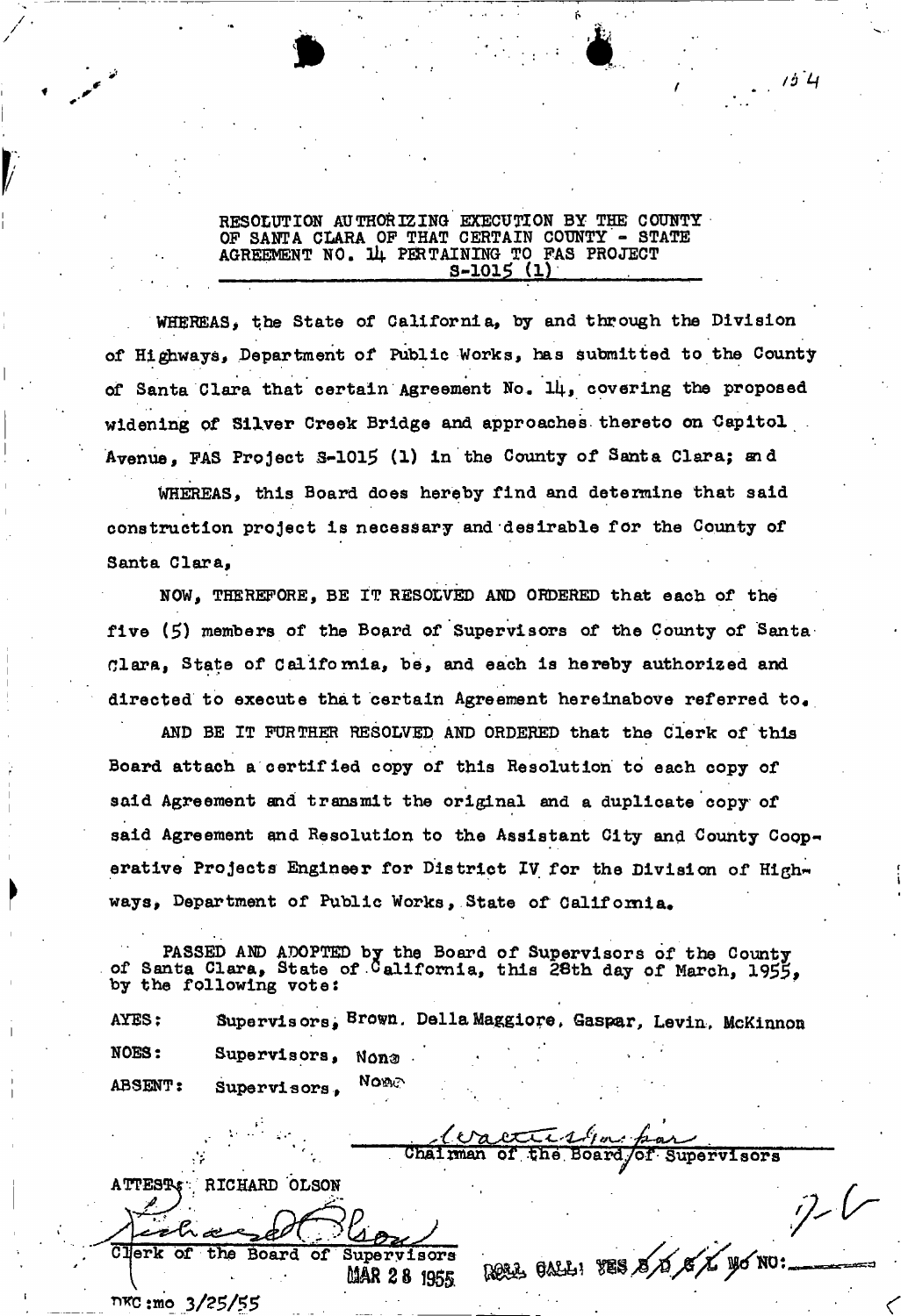RESOLUTION AUTHORIZING EXECUTION BY THE COUNTY OF SANTA CLARA OF THAT CERTAIN COUNTY - STATE AGREEMENT NO. 14 PERTAINING TO FAS PROJECT S-1015 (1)

WHEREAS, the State of California, by and through the Division of Highways, Department of Public Works, has submitted to the County of Santa Clara that certain Agreement No. 14, covering the proposed widening of Silver Creek Bridge and approaches thereto on Capitol Avenue, FAS Project S-1015 (1) in the County of Santa Clara; and

WHEREAS, this Board does hereby find and determine that said construction project is necessary and desirable for the County of Santa Clara,

NOW, THEREFORE, BE IT RESOLVED AND ORDERED that each of the five (5) members of the Board of Supervisors of the County of Santa Clara, State of California, be, and each is hereby authorized and directed to execute that certain Agreement hereinabove referred to.

AND BE IT FURTHER RESOLVED AND ORDERED that the Clerk of this Board attach a certified copy of this Resolution to each copy of said Agreement and transmit the original and a duplicate copy of said Agreement and Resolution to the Assistant City and County Cooperative Projects Engineer for District IV for the Division of Highways, Department of Public Works, State of California.

PASSED AND ADOPTED by the Board of Supervisors of the County of Santa Clara, State of California, this 28th day of March, 1955, by the following vote:

AYES: Supervisors, Brown, Della Maggiore, Gaspar, Levin, McKinnon

NOES: Supervisors, None

ABSENT: Supervisors, None

Chairman of the Board of Supervisors

ATTEST: RICHARD OLSON

Clerk of the Board of Supervisors

MAR 28 1955

ROLL CALL: YES B D G L Mc NO:

DKC:mo 3/25/55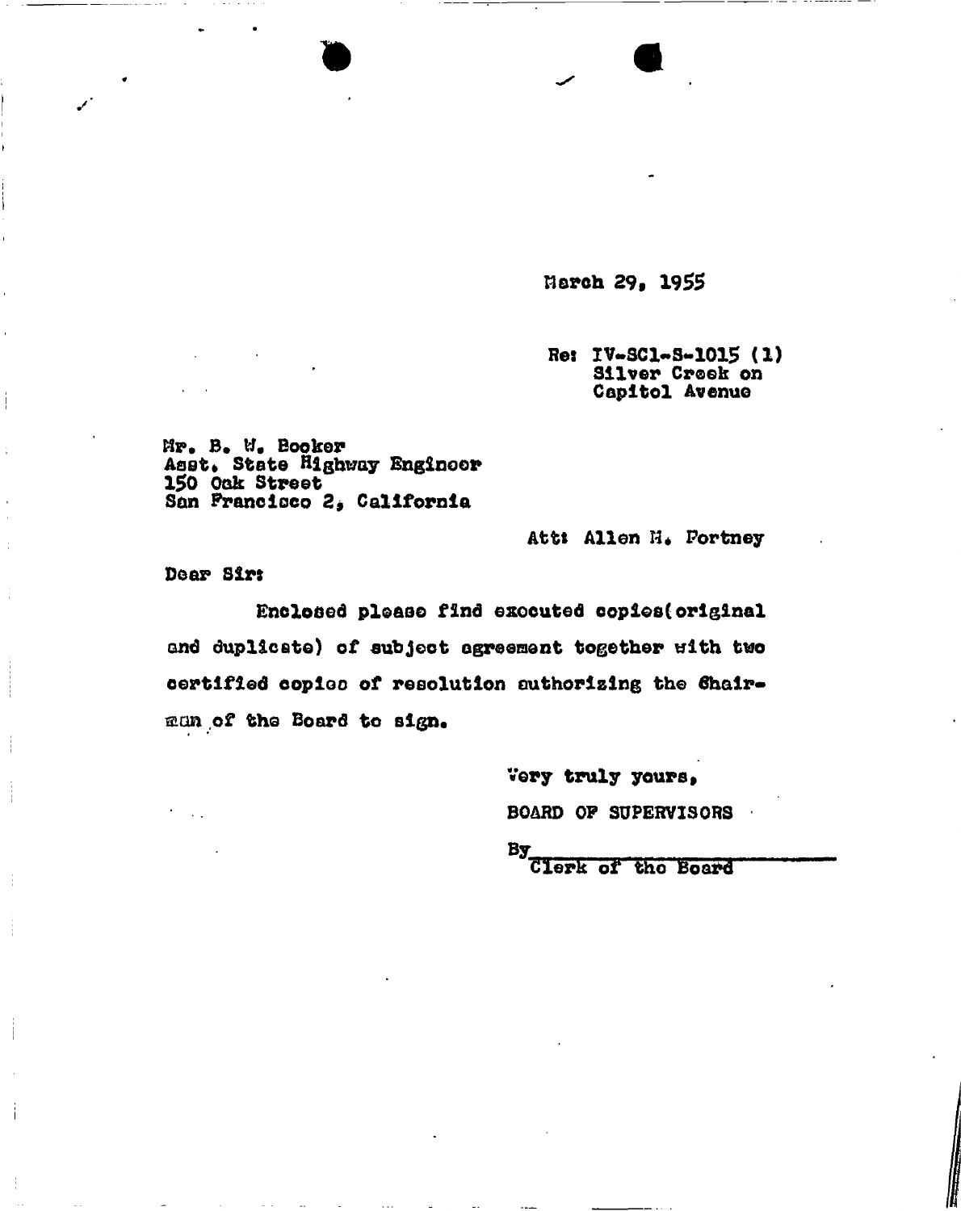March 29, 1955

Re: IV-SCl-S-1015 (1)
Silver Creek on
Capitol Avenue

Mr. B. W. Booker
Asst. State Highway Engineer
150 Oak Street
San Francisco 2, California

Att: Allen H. Fortney

Dear Sir:

Enclosed please find executed copies(original and duplicate) of subject agreement together with two certified copies of resolution authorizing the Chairman of the Board to sign.

Very truly yours,

BOARD OF SUPERVISORS

By\_\_\_\_\_\_\_\_\_\_\_\_\_\_\_\_\_\_\_\_
Clerk of the Board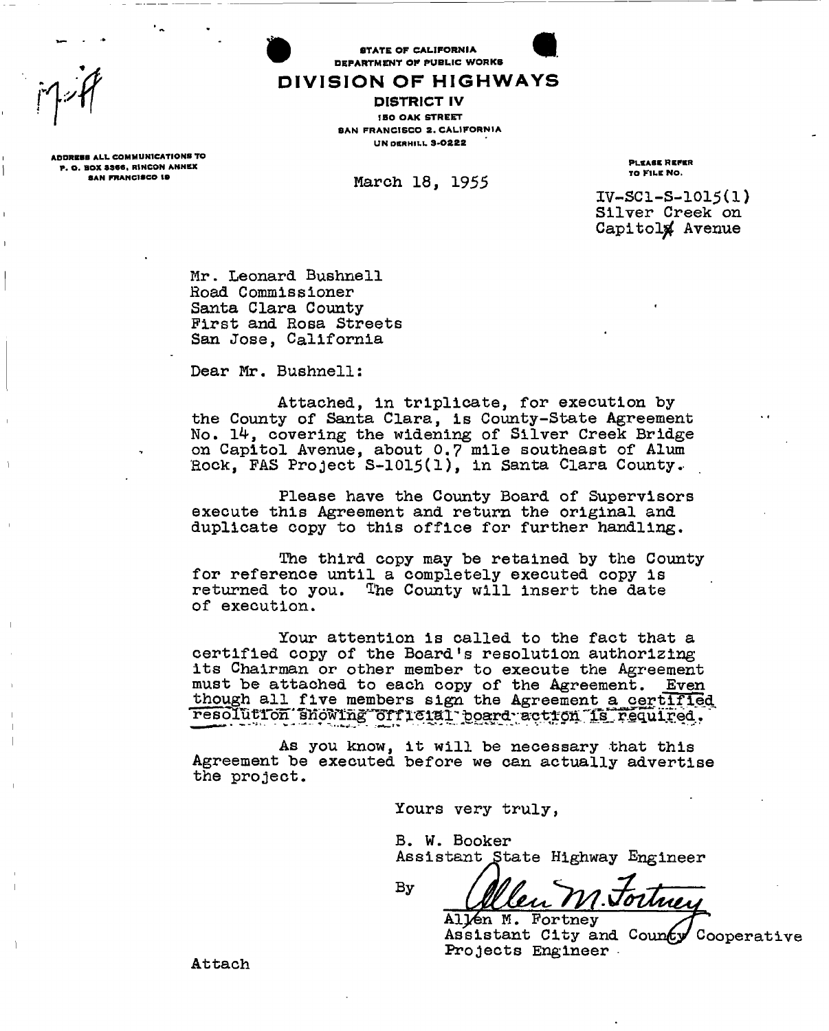M-ff

STATE OF CALIFORNIA
DEPARTMENT OF PUBLIC WORKS

# DIVISION OF HIGHWAYS

DISTRICT IV
150 OAK STREET
SAN FRANCISCO 2, CALIFORNIA
UNDERHILL 3-0222

ADDRESS ALL COMMUNICATIONS TO
P. O. BOX 3366, RINCON ANNEX
SAN FRANCISCO 19

March 18, 1955

PLEASE REFER TO FILE NO.

IV-SCl-S-1015(1)
Silver Creek on
Capitol Avenue

Mr. Leonard Bushnell
Road Commissioner
Santa Clara County
First and Rosa Streets
San Jose, California

Dear Mr. Bushnell:

Attached, in triplicate, for execution by the County of Santa Clara, is County-State Agreement No. 14, covering the widening of Silver Creek Bridge on Capitol Avenue, about 0.7 mile southeast of Alum Rock, FAS Project S-1015(1), in Santa Clara County.

Please have the County Board of Supervisors execute this Agreement and return the original and duplicate copy to this office for further handling.

The third copy may be retained by the County for reference until a completely executed copy is returned to you. The County will insert the date of execution.

Your attention is called to the fact that a certified copy of the Board's resolution authorizing its Chairman or other member to execute the Agreement must be attached to each copy of the Agreement. Even though all five members sign the Agreement a certified resolution showing official board action is required.

As you know, it will be necessary that this Agreement be executed before we can actually advertise the project.

Yours very truly,

B. W. Booker
Assistant State Highway Engineer

By *Allen M. Fortney*
Allen M. Fortney
Assistant City and County Cooperative Projects Engineer

Attach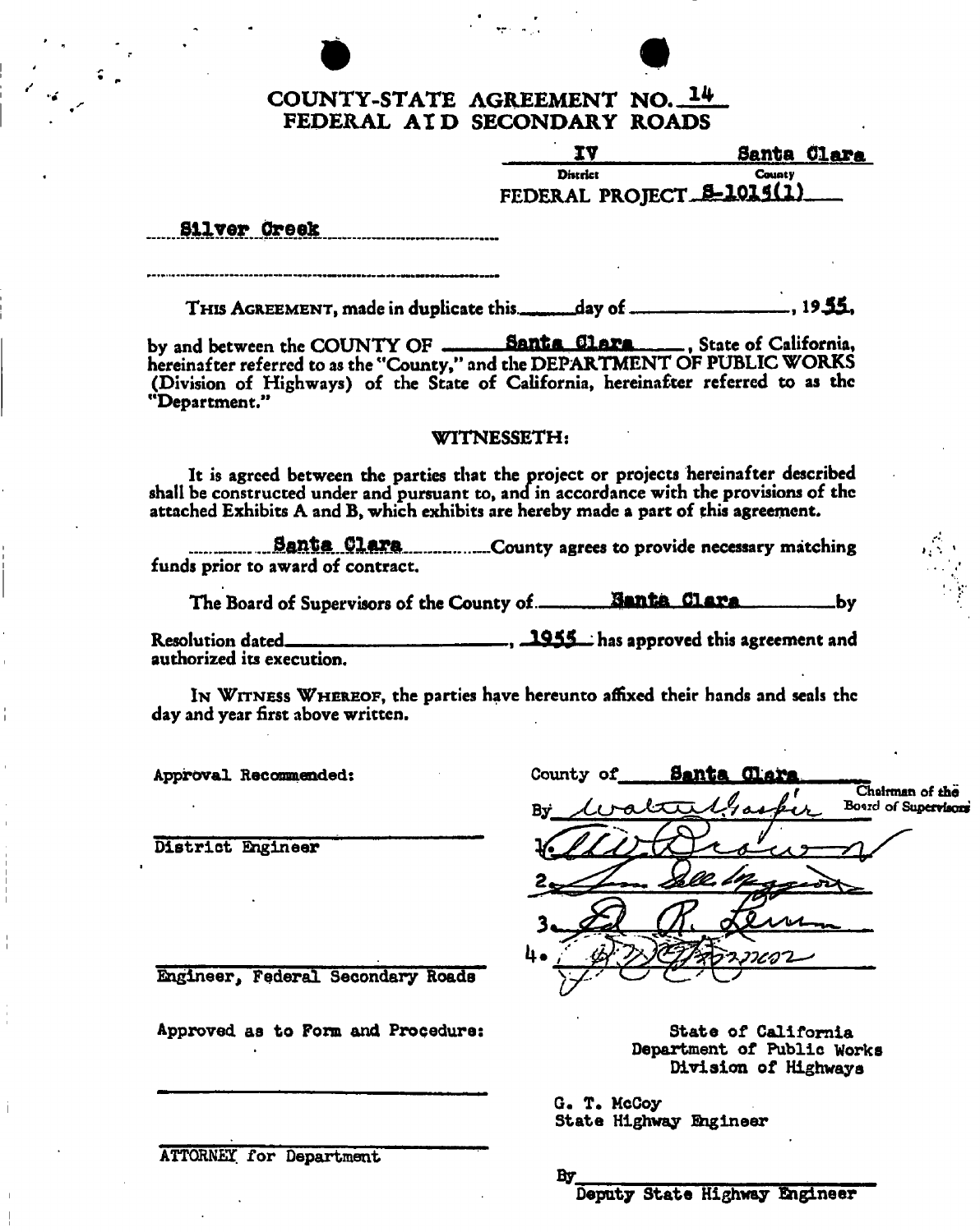# COUNTY-STATE AGREEMENT NO. 14
## FEDERAL AID SECONDARY ROADS

IV — District | Santa Clara — County

FEDERAL PROJECT S-1015(1)

Silver Creek

THIS AGREEMENT, made in duplicate this ______ day of ________________, 1955,

by and between the COUNTY OF Santa Clara, State of California, hereinafter referred to as the "County," and the DEPARTMENT OF PUBLIC WORKS (Division of Highways) of the State of California, hereinafter referred to as the "Department."

WITNESSETH:

It is agreed between the parties that the project or projects hereinafter described shall be constructed under and pursuant to, and in accordance with the provisions of the attached Exhibits A and B, which exhibits are hereby made a part of this agreement.

Santa Clara County agrees to provide necessary matching funds prior to award of contract.

The Board of Supervisors of the County of Santa Clara by Resolution dated ____________________, 1955 has approved this agreement and authorized its execution.

IN WITNESS WHEREOF, the parties have hereunto affixed their hands and seals the day and year first above written.

Approval Recommended:

______________________
District Engineer

______________________
Engineer, Federal Secondary Roads

Approved as to Form and Procedure:

______________________

______________________
ATTORNEY for Department

County of Santa Clara

By *Walter Gaspar* — Chairman of the Board of Supervisors

1. *W. W. Brown*
2. *Sam Della Maggiore*
3. *Ed R. Levin*
4. *[illegible signature]*

State of California
Department of Public Works
Division of Highways

G. T. McCoy
State Highway Engineer

By ______________________
Deputy State Highway Engineer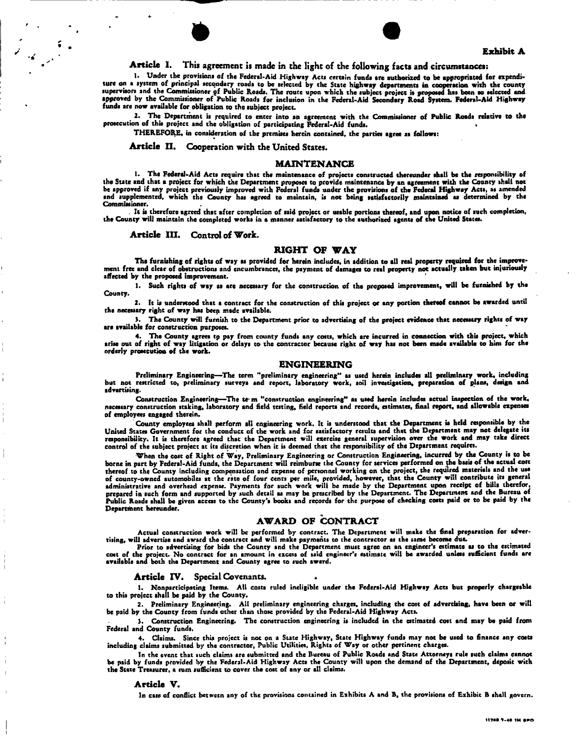Exhibit A

**Article I.** This agreement is made in the light of the following facts and circumstances:

1. Under the provisions of the Federal-Aid Highway Acts certain funds are authorized to be appropriated for expenditure on a system of principal secondary roads to be selected by the State highway departments in cooperation with the county supervisors and the Commissioner of Public Roads. The route upon which the subject project is proposed has been so selected and approved by the Commissioner of Public Roads for inclusion in the Federal-Aid Secondary Road System. Federal-Aid Highway funds are now available for obligation to the subject project.

2. The Department is required to enter into an agreement with the Commissioner of Public Roads relative to the prosecution of this project and the obligation of participating Federal-Aid funds.

THEREFORE, in consideration of the premises herein contained, the parties agree as follows:

**Article II.** Cooperation with the United States.

## MAINTENANCE

1. The Federal-Aid Acts require that the maintenance of projects constructed thereunder shall be the responsibility of the State and that a project for which the Department proposes to provide maintenance by an agreement with the County shall not be approved if any project previously improved with Federal funds under the provisions of the Federal Highway Acts, as amended and supplemented, which the County has agreed to maintain, is not being satisfactorily maintained as determined by the Commissioner.

It is therefore agreed that after completion of said project or usable portions thereof, and upon notice of such completion, the County will maintain the completed works in a manner satisfactory to the authorized agents of the United States.

**Article III.** Control of Work.

## RIGHT OF WAY

The furnishing of rights of way as provided for herein includes, in addition to all real property required for the improvement free and clear of obstructions and encumbrances, the payment of damages to real property not actually taken but injuriously affected by the proposed improvement.

1. Such rights of way as are necessary for the construction of the proposed improvement, will be furnished by the County.

2. It is understood that a contract for the construction of this project or any portion thereof cannot be awarded until the necessary right of way has been made available.

3. The County will furnish to the Department prior to advertising of the project evidence that necessary rights of way are available for construction purposes.

4. The County agrees to pay from county funds any costs, which are incurred in connection with this project, which arise out of right of way litigation or delays to the contractor because right of way has not been made available to him for the orderly prosecution of the work.

## ENGINEERING

Preliminary Engineering—The term "preliminary engineering" as used herein includes all preliminary work, including but not restricted to, preliminary surveys and report, laboratory work, soil investigation, preparation of plans, design and advertising.

Construction Engineering—The term "construction engineering" as used herein includes actual inspection of the work, necessary construction staking, laboratory and field testing, field reports and records, estimates, final report, and allowable expenses of employees engaged therein.

County employees shall perform all engineering work. It is understood that the Department is held responsible by the United States Government for the conduct of the work and for satisfactory results and that the Department may not delegate its responsibility. It is therefore agreed that the Department will exercise general supervision over the work and may take direct control of the subject project at its discretion when it is deemed that the responsibility of the Department requires.

When the cost of Right of Way, Preliminary Engineering or Construction Engineering, incurred by the County is to be borne in part by Federal-Aid funds, the Department will reimburse the County for services performed on the basis of the actual cost thereof to the County including compensation and expense of personnel working on the project, the required materials and the use of county-owned automobiles at the rate of four cents per mile, provided, however, that the County will contribute its general administrative and overhead expense. Payments for such work will be made by the Department upon receipt of bills therefor, prepared in such form and supported by such detail as may be prescribed by the Department. The Department and the Bureau of Public Roads shall be given access to the County's books and records for the purpose of checking costs paid or to be paid by the Department hereunder.

## AWARD OF CONTRACT

Actual construction work will be performed by contract. The Department will make the final preparation for advertising, will advertise and award the contract and will make payments to the contractor as the same become due.

Prior to advertising for bids the County and the Department must agree on an engineer's estimate as to the estimated cost of the project. No contract for an amount in excess of said engineer's estimate will be awarded unless sufficient funds are available and both the Department and County agree to such award.

**Article IV.** Special Covenants.

1. Nonparticipating Items. All costs ruled ineligible under the Federal-Aid Highway Acts but properly chargeable to this project shall be paid by the County.

2. Preliminary Engineering. All preliminary engineering charges, including the cost of advertising, have been or will be paid by the County from funds other than those provided by the Federal-Aid Highway Acts.

3. Construction Engineering. The construction engineering is included in the estimated cost and may be paid from Federal and County funds.

4. Claims. Since this project is not on a State Highway, State Highway funds may not be used to finance any costs including claims submitted by the contractor, Public Utilities, Rights of Way or other pertinent charges.

In the event that such claims are submitted and the Bureau of Public Roads and State Attorneys rule such claims cannot be paid by funds provided by the Federal-Aid Highway Acts the County will upon the demand of the Department, deposit with the State Treasurer, a sum sufficient to cover the cost of any or all claims.

**Article V.**

In case of conflict between any of the provisions contained in Exhibits A and B, the provisions of Exhibit B shall govern.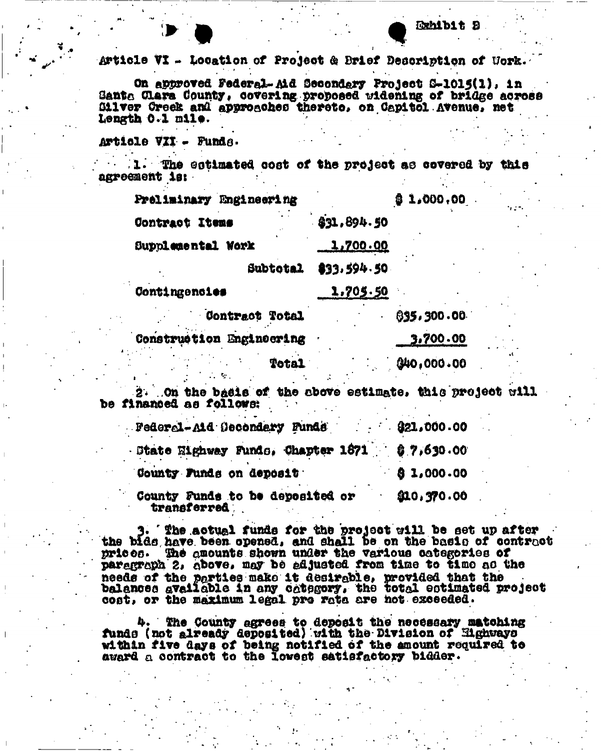Exhibit B

Article VI - Location of Project & Brief Description of Work.

On approved Federal-Aid Secondary Project S-1015(1), in Santa Clara County, covering proposed widening of bridge across Silver Creek and approaches thereto, on Capitol Avenue, net Length 0.1 mile.

Article VII - Funds.

1. The estimated cost of the project as covered by this agreement is:

| | | |
|---|---|---|
| Preliminary Engineering | | $ 1,000.00 |
| Contract Items | $31,894.50 | |
| Supplemental Work | 1,700.00 | |
| Subtotal | $33,594.50 | |
| Contingencies | 1,705.50 | |
| Contract Total | | $35,300.00 |
| Construction Engineering | | 3,700.00 |
| Total | | $40,000.00 |

2. On the basis of the above estimate, this project will be financed as follows:

| | |
|---|---|
| Federal-Aid Secondary Funds | $21,000.00 |
| State Highway Funds, Chapter 1871 | $ 7,630.00 |
| County Funds on deposit | $ 1,000.00 |
| County Funds to be deposited or transferred | $10,370.00 |

3. The actual funds for the project will be set up after the bids have been opened, and shall be on the basis of contract prices. The amounts shown under the various categories of paragraph 2, above, may be adjusted from time to time as the needs of the parties make it desirable, provided that the balances available in any category, the total estimated project cost, or the maximum legal pro rata are not exceeded.

4. The County agrees to deposit the necessary matching funds (not already deposited) with the Division of Highways within five days of being notified of the amount required to award a contract to the lowest satisfactory bidder.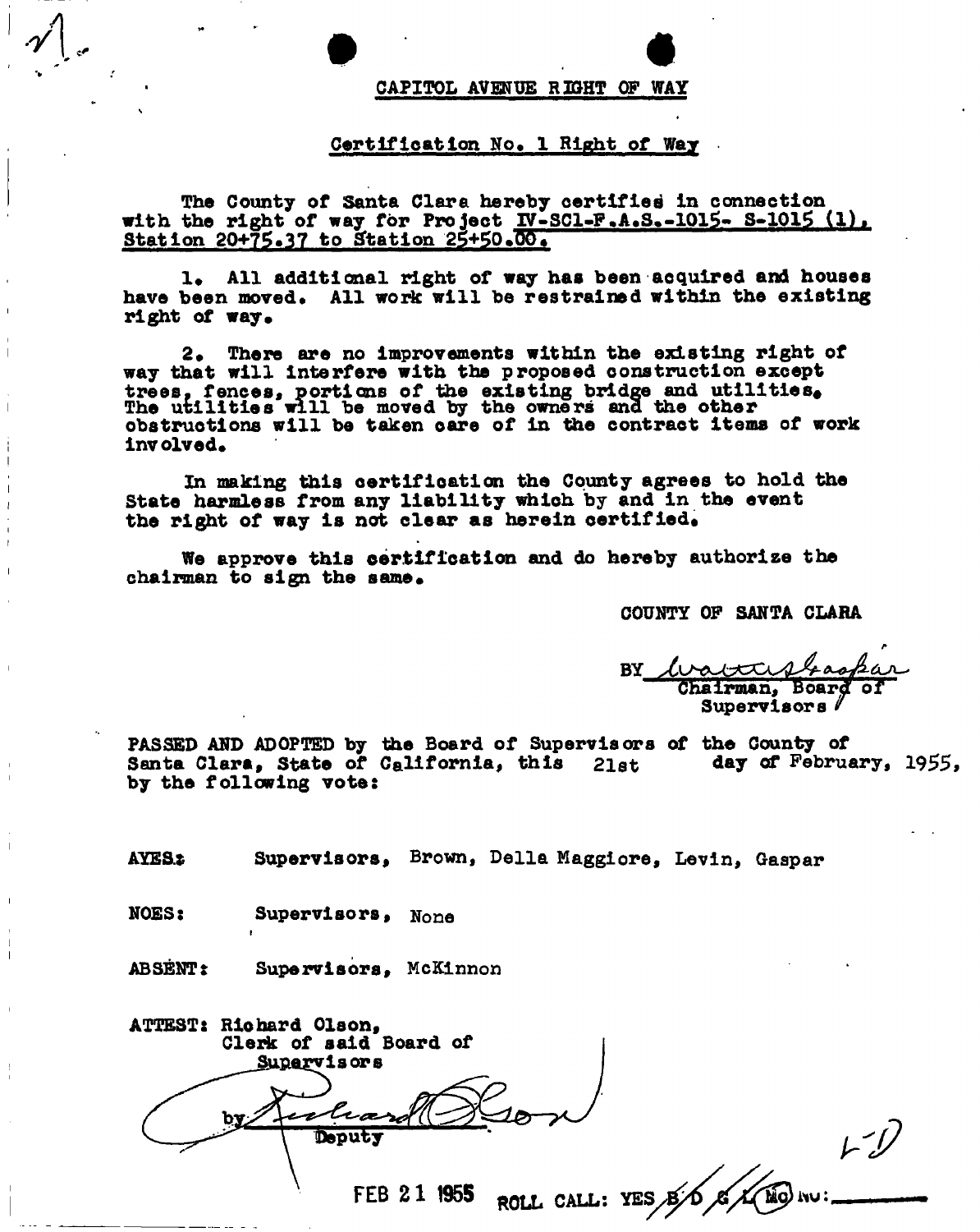# CAPITOL AVENUE RIGHT OF WAY

## Certification No. 1 Right of Way

The County of Santa Clara hereby certifies in connection with the right of way for Project IV-SCl-F.A.S.-1015- S-1015 (1), Station 20+75.37 to Station 25+50.00.

1. All additional right of way has been acquired and houses have been moved. All work will be restrained within the existing right of way.

2. There are no improvements within the existing right of way that will interfere with the proposed construction except trees, fences, portions of the existing bridge and utilities. The utilities will be moved by the owners and the other obstructions will be taken care of in the contract items of work involved.

In making this certification the County agrees to hold the State harmless from any liability which by and in the event the right of way is not clear as herein certified.

We approve this certification and do hereby authorize the chairman to sign the same.

COUNTY OF SANTA CLARA

BY Wallace Gaspar
Chairman, Board of Supervisors

PASSED AND ADOPTED by the Board of Supervisors of the County of Santa Clara, State of California, this 21st day of February, 1955, by the following vote:

AYES: Supervisors, Brown, Della Maggiore, Levin, Gaspar

NOES: Supervisors, None

ABSENT: Supervisors, McKinnon

ATTEST: Richard Olson,
Clerk of said Board of Supervisors

by Richard Olson
Deputy

FEB 21 1955 ROLL CALL: YES B/D/G/L/(Mc) NO: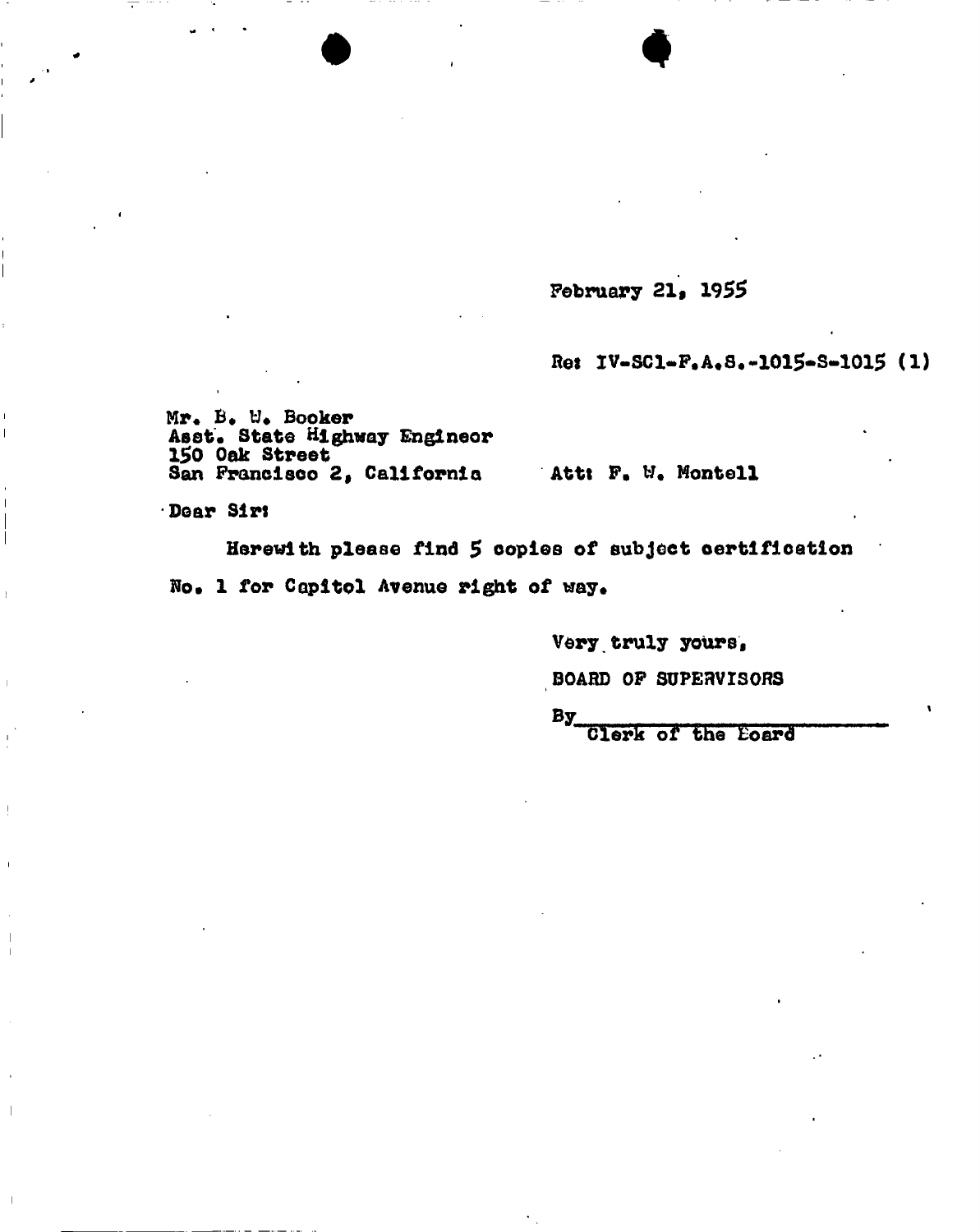February 21, 1955

Re: IV-SC1-F.A.S.-1015-S-1015 (1)

Mr. B. W. Booker
Asst. State Highway Engineer
150 Oak Street
San Francisco 2, California

Att: F. W. Montell

Dear Sir:

Herewith please find 5 copies of subject certification No. 1 for Capitol Avenue right of way.

Very truly yours,

BOARD OF SUPERVISORS

By ______________________
Clerk of the Board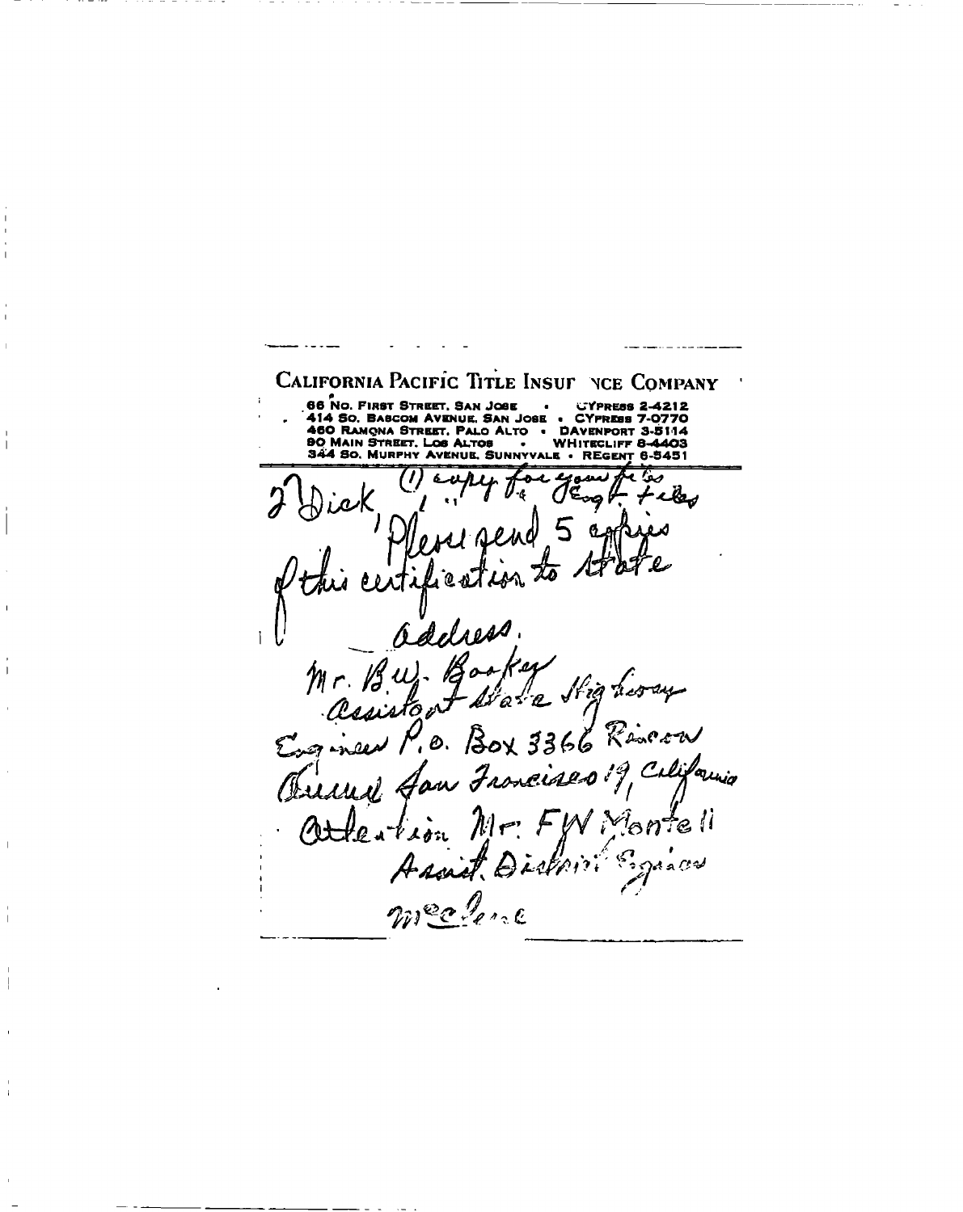**CALIFORNIA PACIFIC TITLE INSURANCE COMPANY**

66 NO. FIRST STREET, SAN JOSE • CYPRESS 2-4212
414 SO. BASCOM AVENUE, SAN JOSE • CYPRESS 7-0770
460 RAMONA STREET, PALO ALTO • DAVENPORT 3-5114
90 MAIN STREET, LOS ALTOS • WHITECLIFF 8-4403
344 SO. MURPHY AVENUE, SUNNYVALE • REGENT 6-5451

---

(1) copy for your files
" " Engt. files

Dick,

Please send 5 copies of this certification to State address.

Mr. B.W. Booker
Assistant State Highway Engineer P.O. Box 3366 Rincon Annex San Francisco 19, California
Attention Mr. F.W. Montell
Assist. District Engineer

McClure